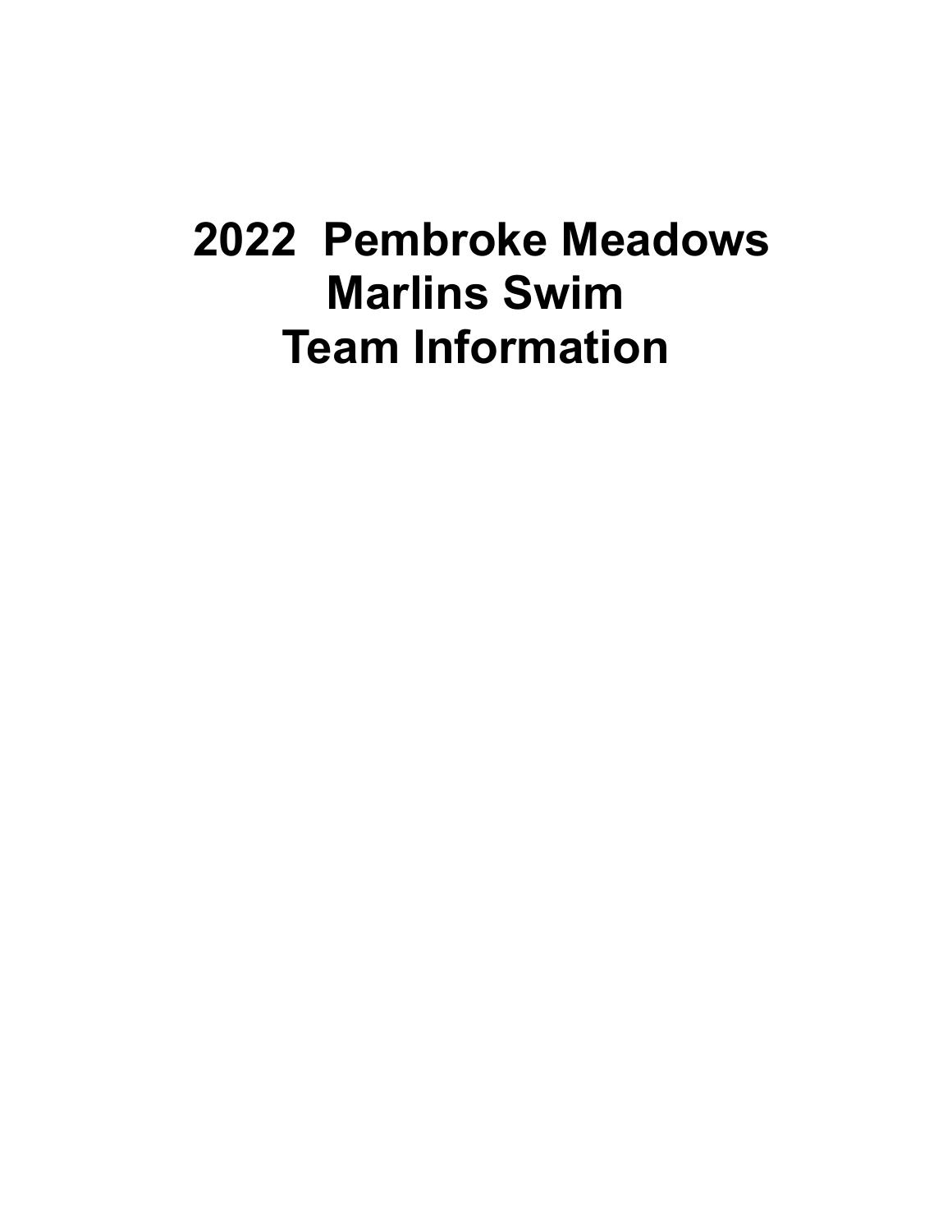# 2022 Pembroke Meadows Marlins Swim Team Information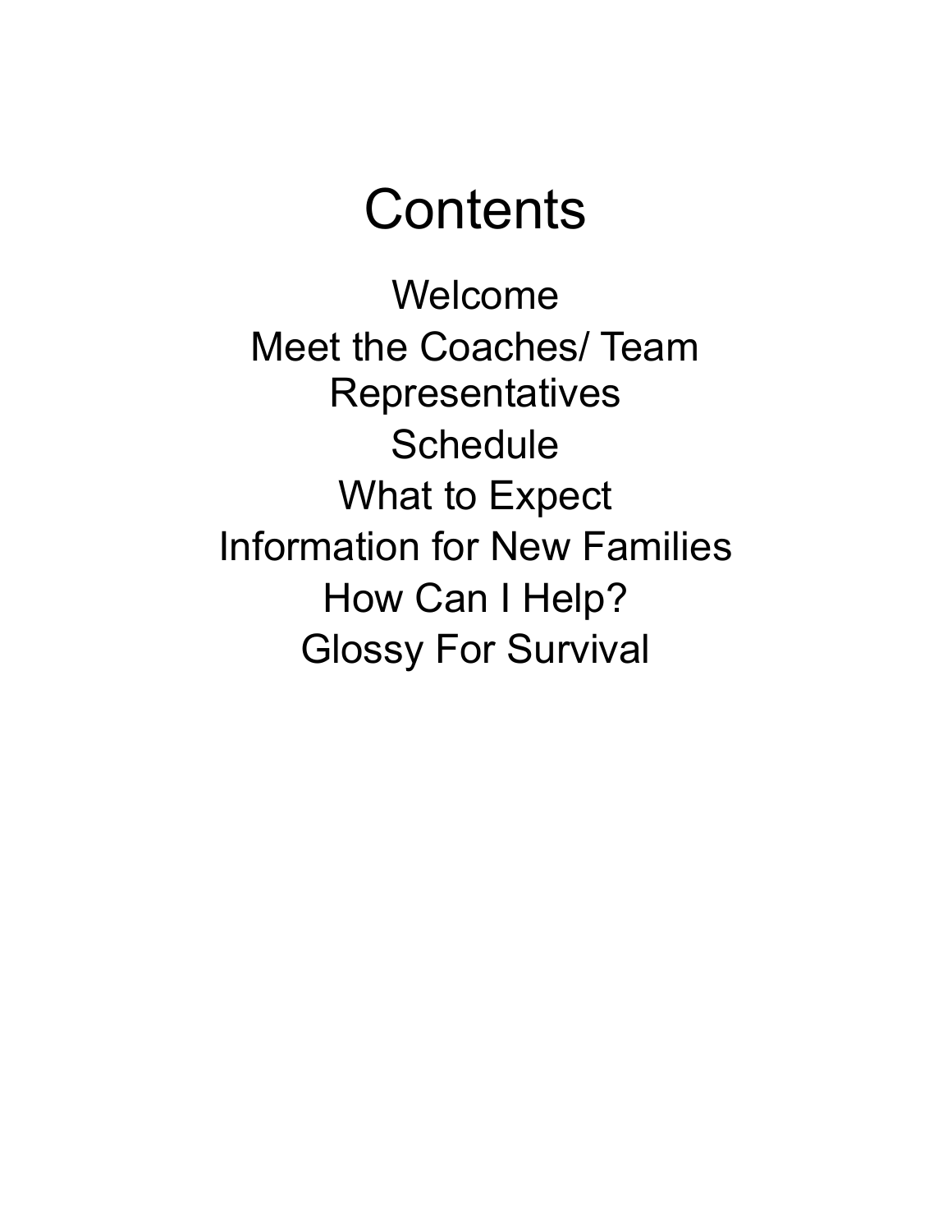# Contents

Welcome

Meet the Coaches/ Team Representatives

Schedule

What to Expect

Information for New Families

How Can I Help?

Glossy For Survival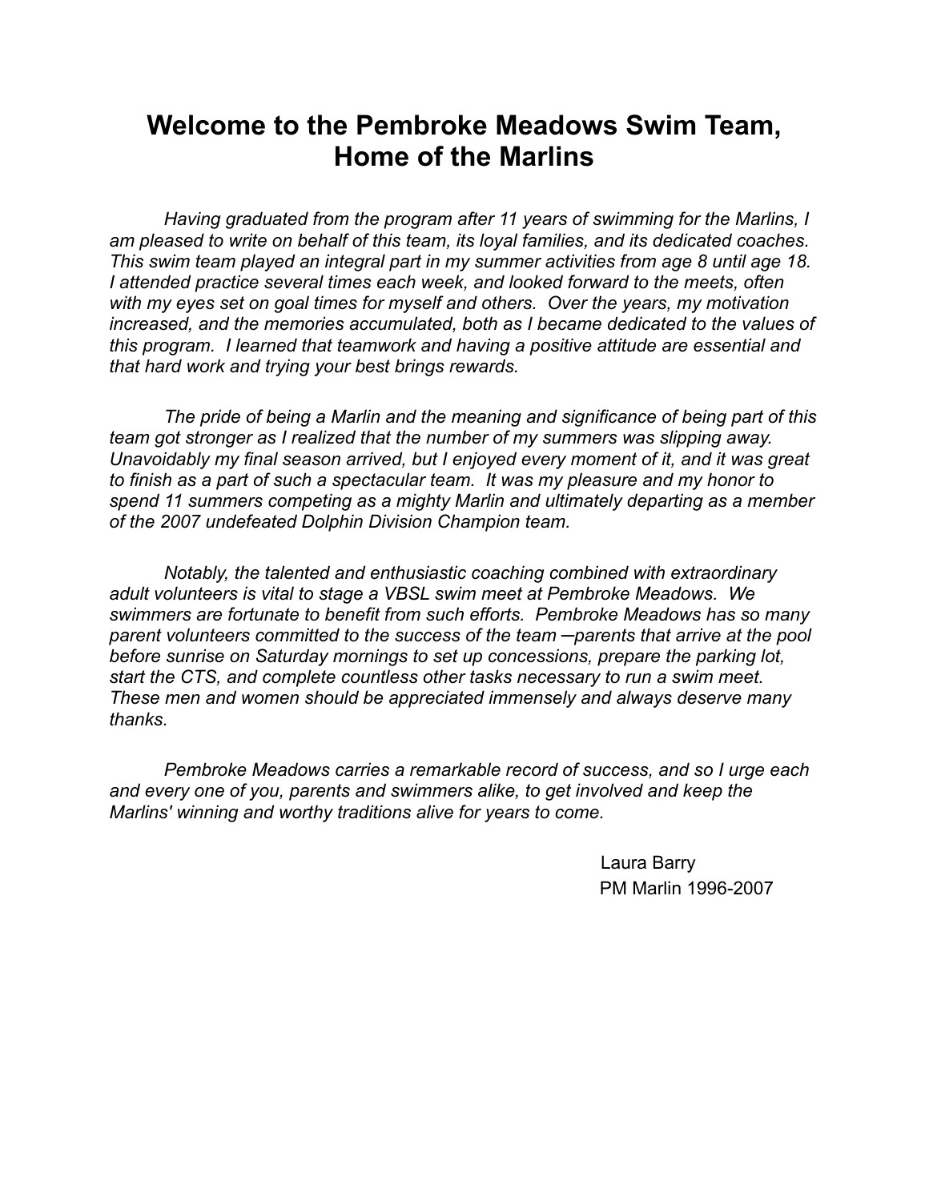# Welcome to the Pembroke Meadows Swim Team, Home of the Marlins

*Having graduated from the program after 11 years of swimming for the Marlins, I am pleased to write on behalf of this team, its loyal families, and its dedicated coaches. This swim team played an integral part in my summer activities from age 8 until age 18. I attended practice several times each week, and looked forward to the meets, often with my eyes set on goal times for myself and others. Over the years, my motivation increased, and the memories accumulated, both as I became dedicated to the values of this program. I learned that teamwork and having a positive attitude are essential and that hard work and trying your best brings rewards.*

*The pride of being a Marlin and the meaning and significance of being part of this team got stronger as I realized that the number of my summers was slipping away. Unavoidably my final season arrived, but I enjoyed every moment of it, and it was great to finish as a part of such a spectacular team. It was my pleasure and my honor to spend 11 summers competing as a mighty Marlin and ultimately departing as a member of the 2007 undefeated Dolphin Division Champion team.*

*Notably, the talented and enthusiastic coaching combined with extraordinary adult volunteers is vital to stage a VBSL swim meet at Pembroke Meadows. We swimmers are fortunate to benefit from such efforts. Pembroke Meadows has so many parent volunteers committed to the success of the team ─parents that arrive at the pool before sunrise on Saturday mornings to set up concessions, prepare the parking lot, start the CTS, and complete countless other tasks necessary to run a swim meet. These men and women should be appreciated immensely and always deserve many thanks.*

*Pembroke Meadows carries a remarkable record of success, and so I urge each and every one of you, parents and swimmers alike, to get involved and keep the Marlins' winning and worthy traditions alive for years to come.*

Laura Barry
PM Marlin 1996-2007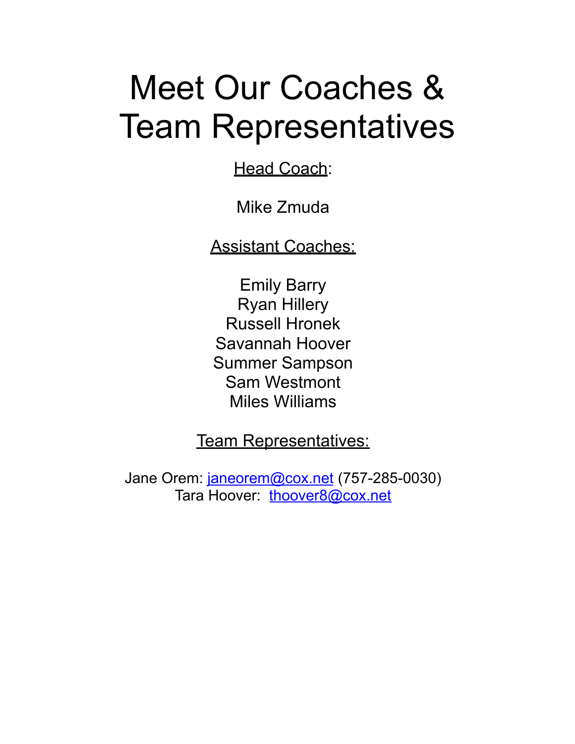# Meet Our Coaches & Team Representatives

<u>Head Coach</u>:

Mike Zmuda

<u>Assistant Coaches:</u>

Emily Barry
Ryan Hillery
Russell Hronek
Savannah Hoover
Summer Sampson
Sam Westmont
Miles Williams

<u>Team Representatives:</u>

Jane Orem: janeorem@cox.net (757-285-0030)
Tara Hoover: thoover8@cox.net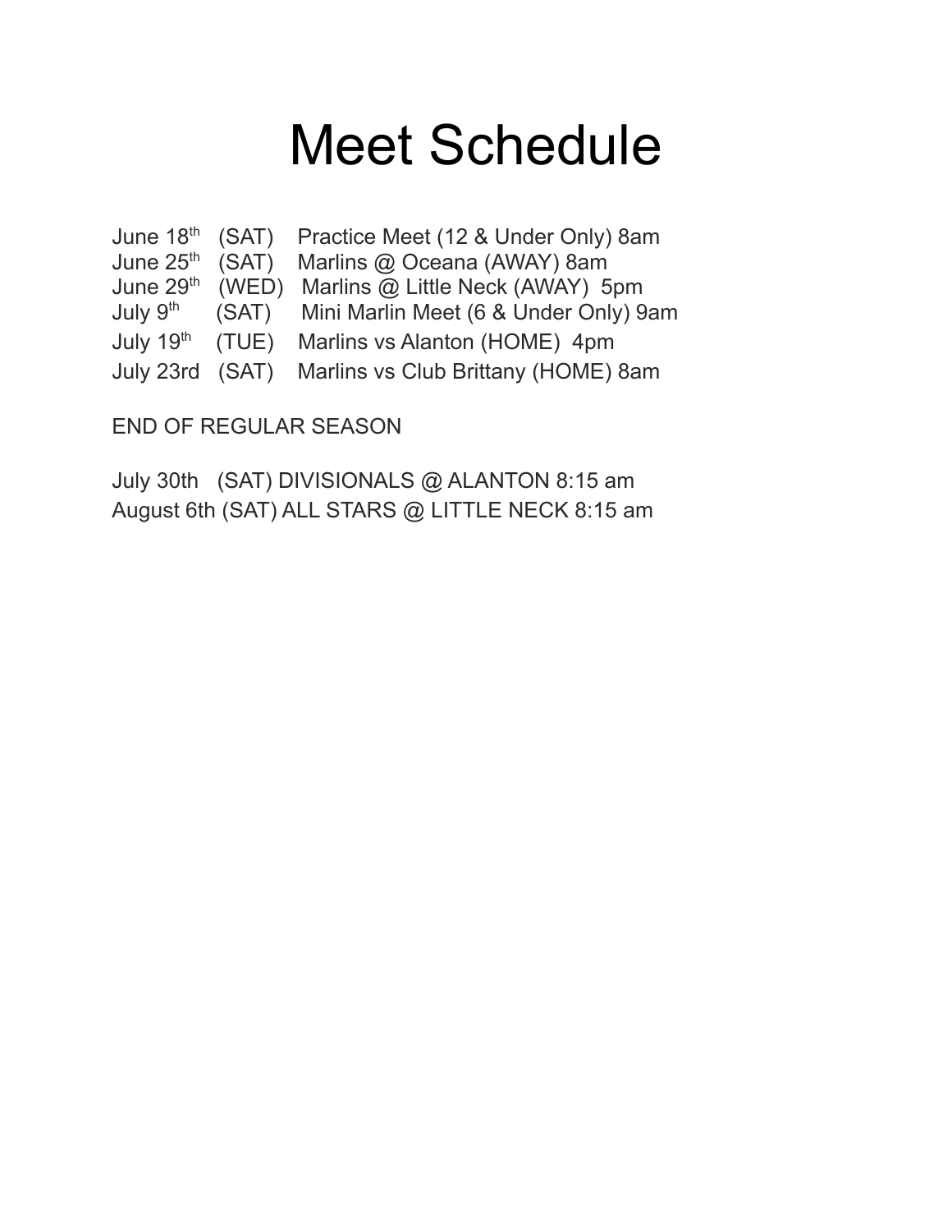# Meet Schedule

June 18th (SAT) Practice Meet (12 & Under Only) 8am
June 25th (SAT) Marlins @ Oceana (AWAY) 8am
June 29th (WED) Marlins @ Little Neck (AWAY) 5pm
July 9th (SAT) Mini Marlin Meet (6 & Under Only) 9am
July 19th (TUE) Marlins vs Alanton (HOME) 4pm
July 23rd (SAT) Marlins vs Club Brittany (HOME) 8am

END OF REGULAR SEASON

July 30th (SAT) DIVISIONALS @ ALANTON 8:15 am
August 6th (SAT) ALL STARS @ LITTLE NECK 8:15 am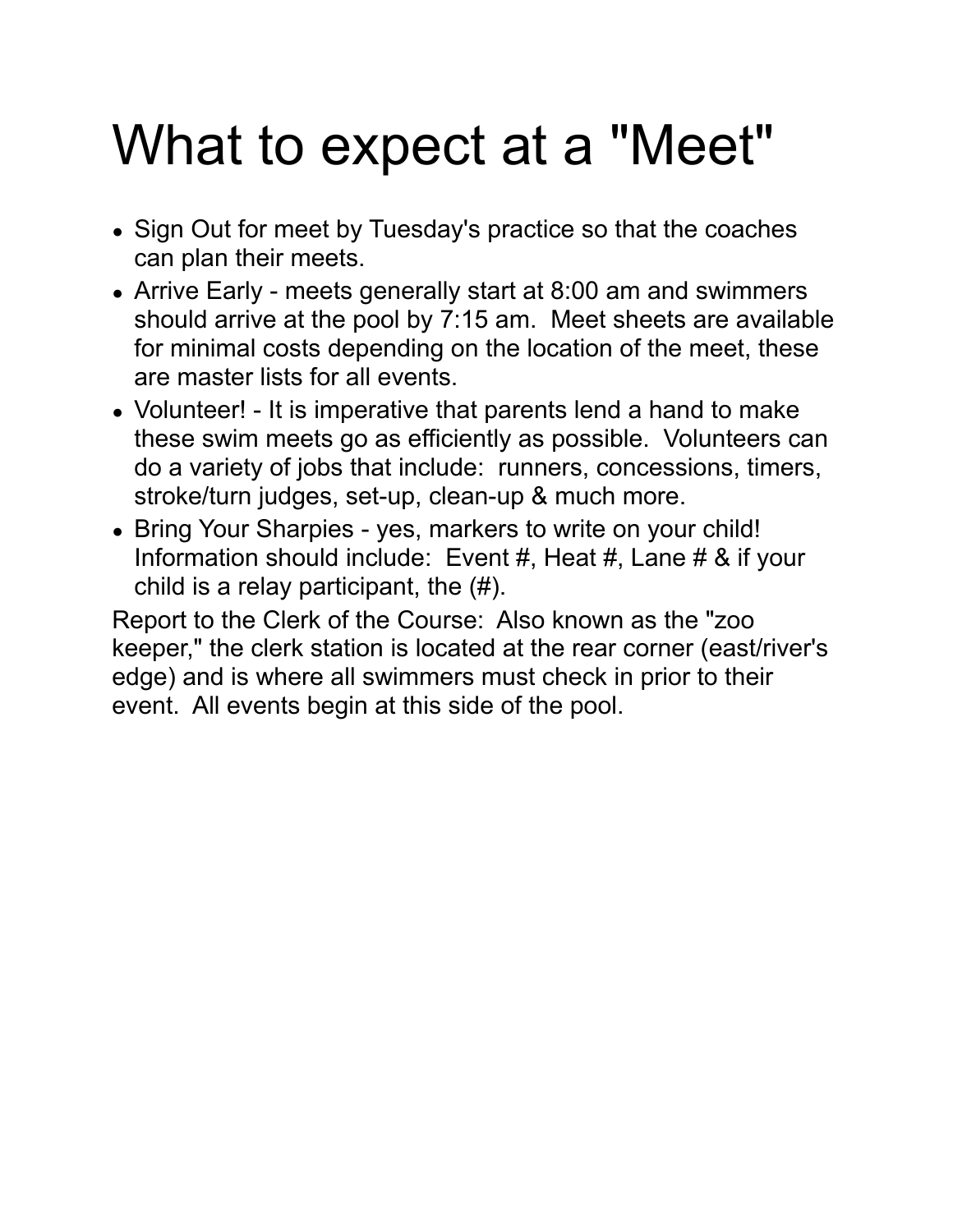# What to expect at a "Meet"

- Sign Out for meet by Tuesday's practice so that the coaches can plan their meets.
- Arrive Early - meets generally start at 8:00 am and swimmers should arrive at the pool by 7:15 am.  Meet sheets are available for minimal costs depending on the location of the meet, these are master lists for all events.
- Volunteer! - It is imperative that parents lend a hand to make these swim meets go as efficiently as possible.  Volunteers can do a variety of jobs that include:  runners, concessions, timers, stroke/turn judges, set-up, clean-up & much more.
- Bring Your Sharpies - yes, markers to write on your child!  Information should include:  Event #, Heat #, Lane # & if your child is a relay participant, the (#).

Report to the Clerk of the Course:  Also known as the "zoo keeper," the clerk station is located at the rear corner (east/river's edge) and is where all swimmers must check in prior to their event.  All events begin at this side of the pool.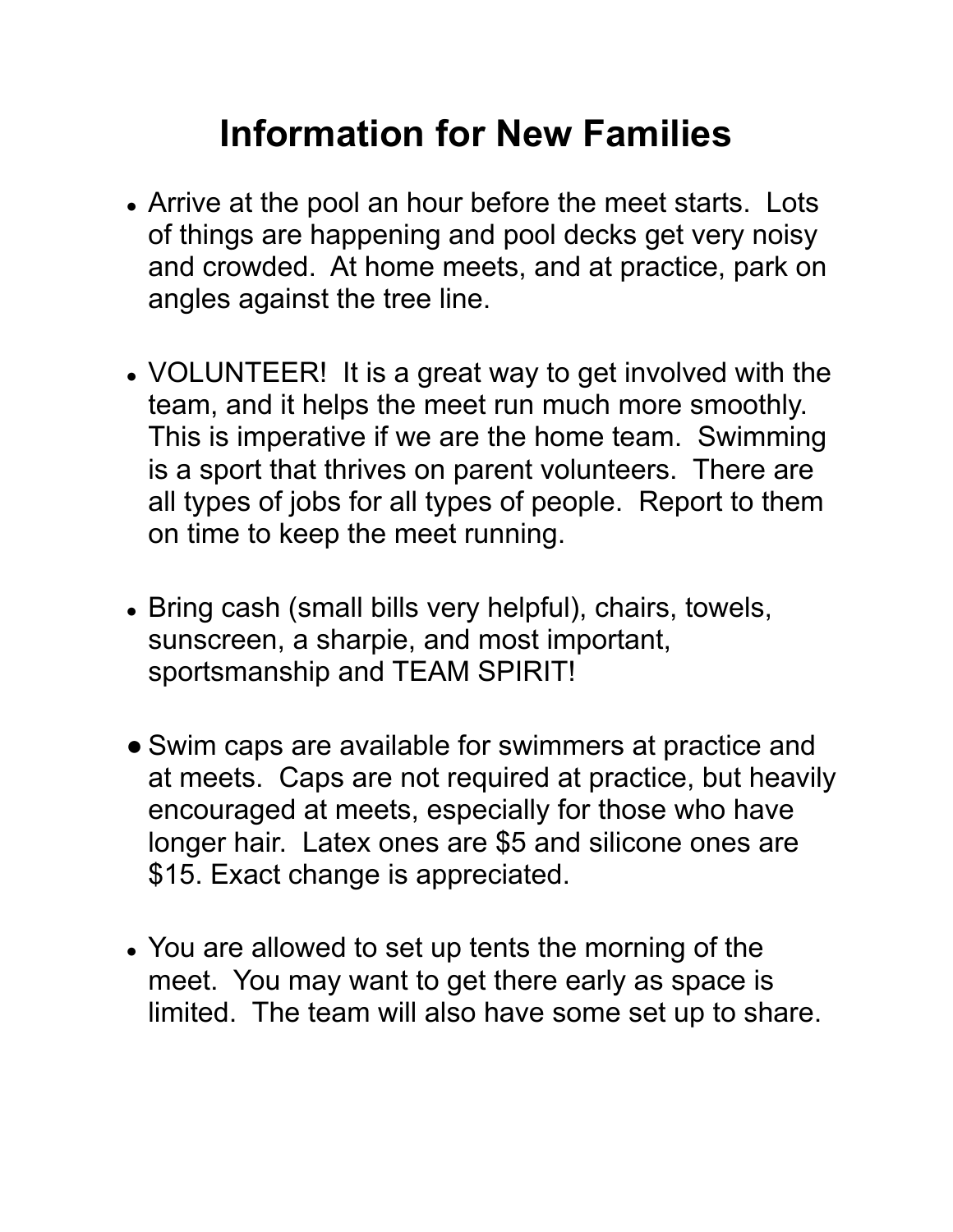# Information for New Families

- Arrive at the pool an hour before the meet starts. Lots of things are happening and pool decks get very noisy and crowded. At home meets, and at practice, park on angles against the tree line.

- VOLUNTEER! It is a great way to get involved with the team, and it helps the meet run much more smoothly. This is imperative if we are the home team. Swimming is a sport that thrives on parent volunteers. There are all types of jobs for all types of people. Report to them on time to keep the meet running.

- Bring cash (small bills very helpful), chairs, towels, sunscreen, a sharpie, and most important, sportsmanship and TEAM SPIRIT!

- Swim caps are available for swimmers at practice and at meets. Caps are not required at practice, but heavily encouraged at meets, especially for those who have longer hair. Latex ones are $5 and silicone ones are $15. Exact change is appreciated.

- You are allowed to set up tents the morning of the meet. You may want to get there early as space is limited. The team will also have some set up to share.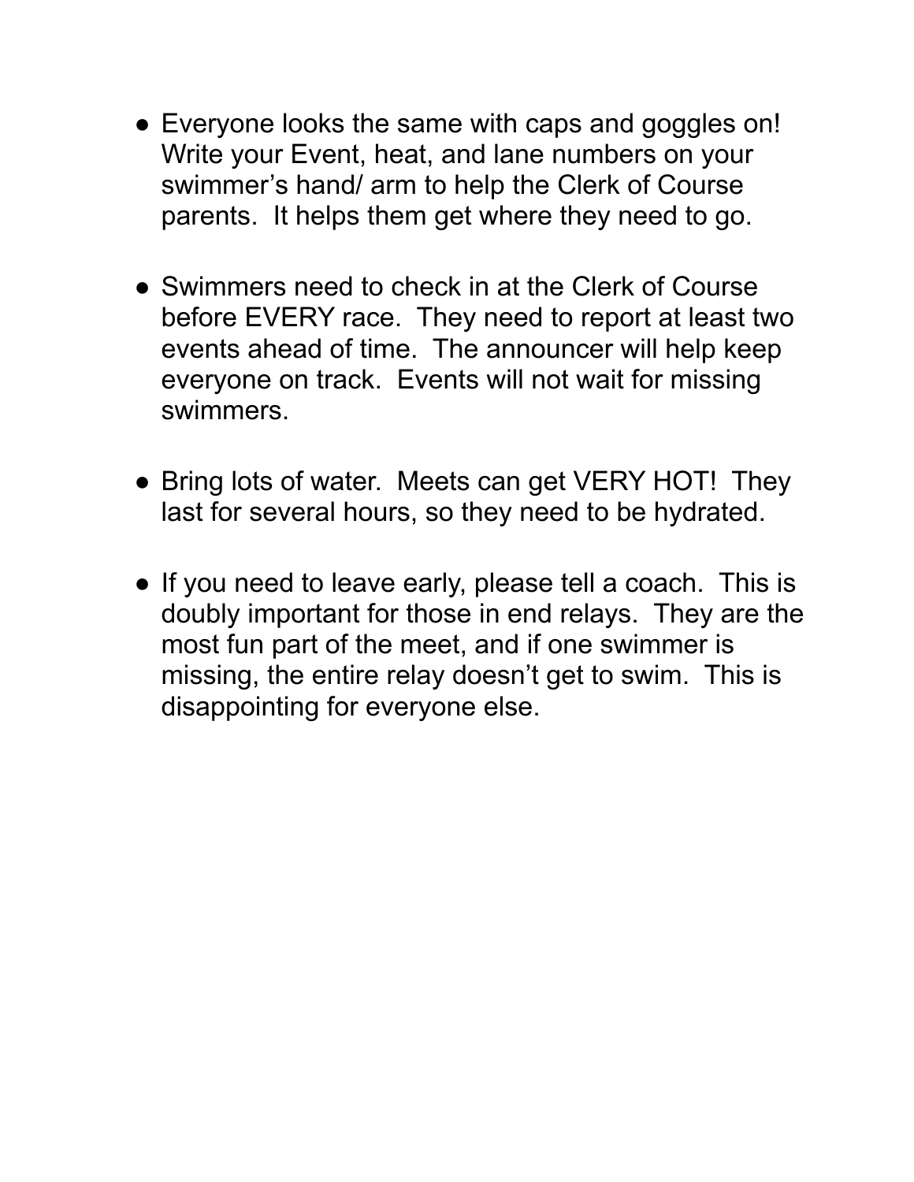- Everyone looks the same with caps and goggles on! Write your Event, heat, and lane numbers on your swimmer's hand/ arm to help the Clerk of Course parents. It helps them get where they need to go.

- Swimmers need to check in at the Clerk of Course before EVERY race. They need to report at least two events ahead of time. The announcer will help keep everyone on track. Events will not wait for missing swimmers.

- Bring lots of water. Meets can get VERY HOT! They last for several hours, so they need to be hydrated.

- If you need to leave early, please tell a coach. This is doubly important for those in end relays. They are the most fun part of the meet, and if one swimmer is missing, the entire relay doesn't get to swim. This is disappointing for everyone else.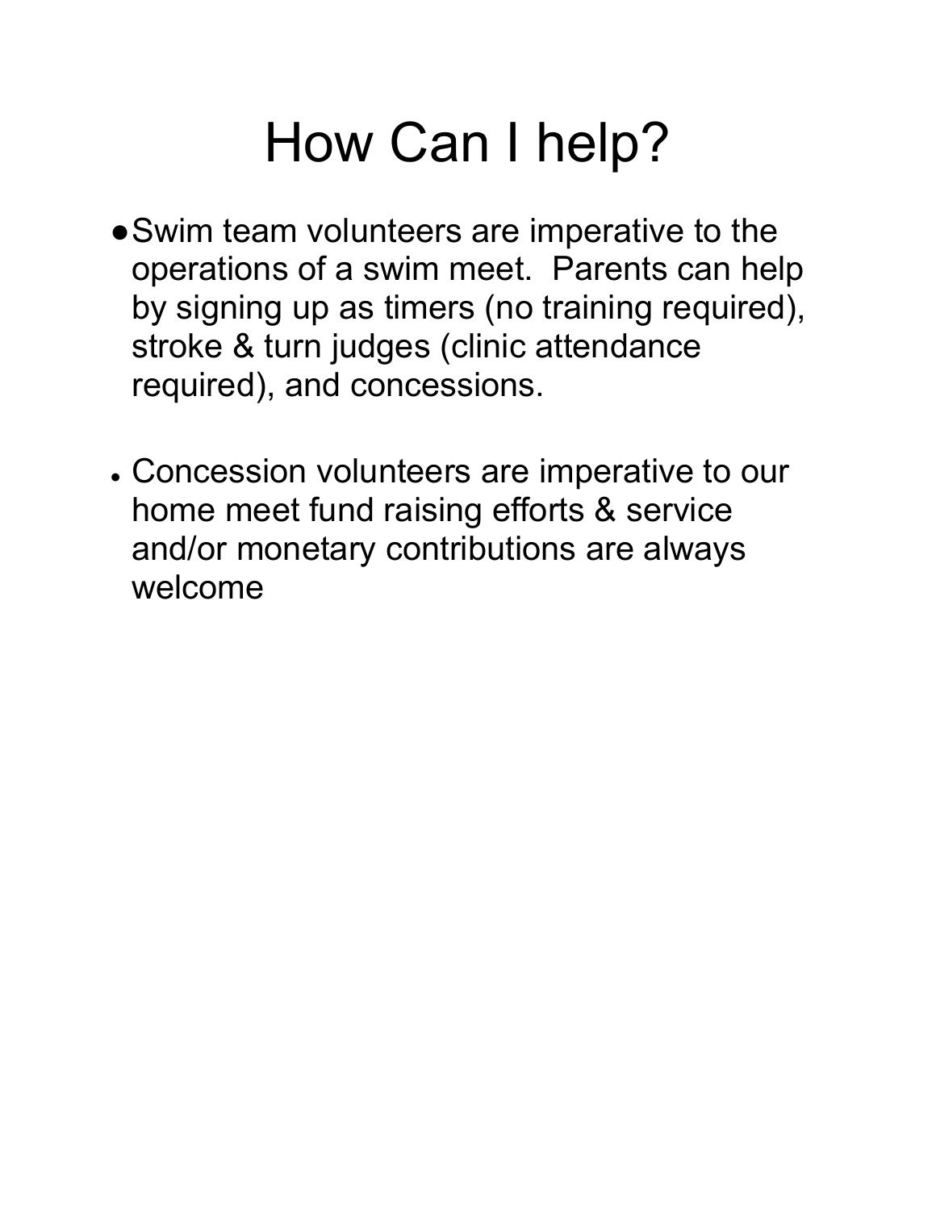# How Can I help?

- Swim team volunteers are imperative to the operations of a swim meet.  Parents can help by signing up as timers (no training required), stroke & turn judges (clinic attendance required), and concessions.

- Concession volunteers are imperative to our home meet fund raising efforts & service and/or monetary contributions are always welcome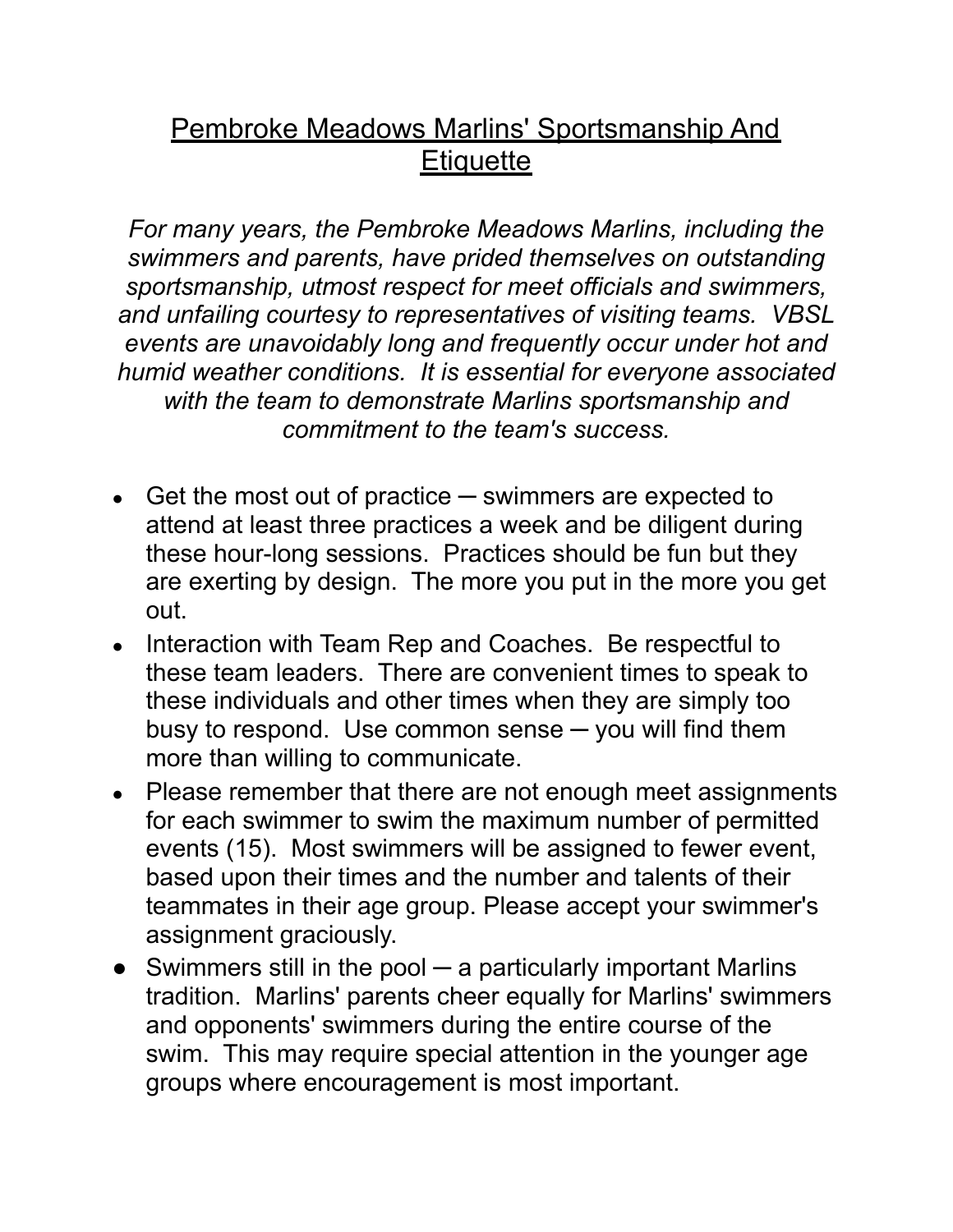# Pembroke Meadows Marlins' Sportsmanship And Etiquette

*For many years, the Pembroke Meadows Marlins, including the swimmers and parents, have prided themselves on outstanding sportsmanship, utmost respect for meet officials and swimmers, and unfailing courtesy to representatives of visiting teams. VBSL events are unavoidably long and frequently occur under hot and humid weather conditions. It is essential for everyone associated with the team to demonstrate Marlins sportsmanship and commitment to the team's success.*

- Get the most out of practice ─ swimmers are expected to attend at least three practices a week and be diligent during these hour-long sessions. Practices should be fun but they are exerting by design. The more you put in the more you get out.
- Interaction with Team Rep and Coaches. Be respectful to these team leaders. There are convenient times to speak to these individuals and other times when they are simply too busy to respond. Use common sense ─ you will find them more than willing to communicate.
- Please remember that there are not enough meet assignments for each swimmer to swim the maximum number of permitted events (15). Most swimmers will be assigned to fewer event, based upon their times and the number and talents of their teammates in their age group. Please accept your swimmer's assignment graciously.
- Swimmers still in the pool ─ a particularly important Marlins tradition. Marlins' parents cheer equally for Marlins' swimmers and opponents' swimmers during the entire course of the swim. This may require special attention in the younger age groups where encouragement is most important.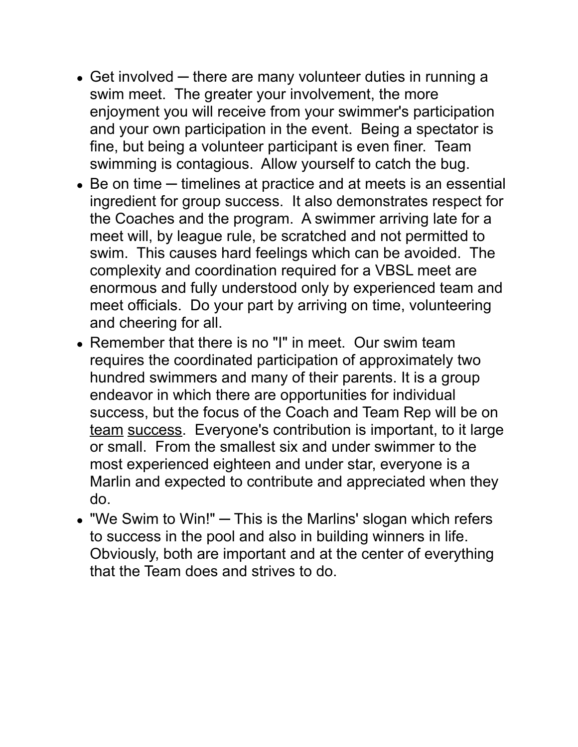- Get involved ─ there are many volunteer duties in running a swim meet. The greater your involvement, the more enjoyment you will receive from your swimmer's participation and your own participation in the event. Being a spectator is fine, but being a volunteer participant is even finer. Team swimming is contagious. Allow yourself to catch the bug.
- Be on time ─ timelines at practice and at meets is an essential ingredient for group success. It also demonstrates respect for the Coaches and the program. A swimmer arriving late for a meet will, by league rule, be scratched and not permitted to swim. This causes hard feelings which can be avoided. The complexity and coordination required for a VBSL meet are enormous and fully understood only by experienced team and meet officials. Do your part by arriving on time, volunteering and cheering for all.
- Remember that there is no "I" in meet. Our swim team requires the coordinated participation of approximately two hundred swimmers and many of their parents. It is a group endeavor in which there are opportunities for individual success, but the focus of the Coach and Team Rep will be on <u>team</u> <u>success</u>. Everyone's contribution is important, to it large or small. From the smallest six and under swimmer to the most experienced eighteen and under star, everyone is a Marlin and expected to contribute and appreciated when they do.
- "We Swim to Win!" ─ This is the Marlins' slogan which refers to success in the pool and also in building winners in life. Obviously, both are important and at the center of everything that the Team does and strives to do.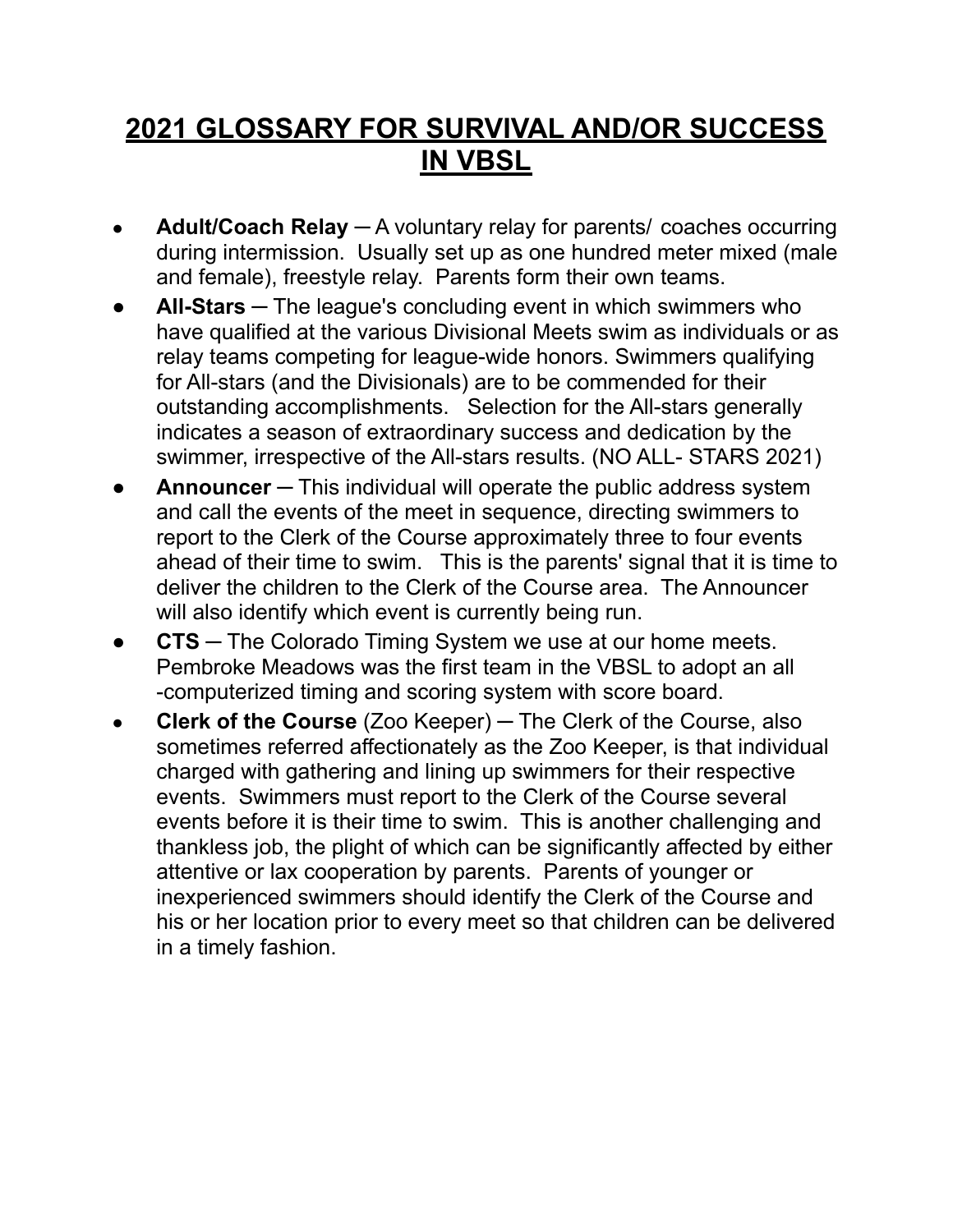# 2021 GLOSSARY FOR SURVIVAL AND/OR SUCCESS IN VBSL

- **Adult/Coach Relay** ─ A voluntary relay for parents/ coaches occurring during intermission. Usually set up as one hundred meter mixed (male and female), freestyle relay. Parents form their own teams.
- **All-Stars** ─ The league's concluding event in which swimmers who have qualified at the various Divisional Meets swim as individuals or as relay teams competing for league-wide honors. Swimmers qualifying for All-stars (and the Divisionals) are to be commended for their outstanding accomplishments. Selection for the All-stars generally indicates a season of extraordinary success and dedication by the swimmer, irrespective of the All-stars results. (NO ALL- STARS 2021)
- **Announcer** ─ This individual will operate the public address system and call the events of the meet in sequence, directing swimmers to report to the Clerk of the Course approximately three to four events ahead of their time to swim. This is the parents' signal that it is time to deliver the children to the Clerk of the Course area. The Announcer will also identify which event is currently being run.
- **CTS** ─ The Colorado Timing System we use at our home meets. Pembroke Meadows was the first team in the VBSL to adopt an all -computerized timing and scoring system with score board.
- **Clerk of the Course** (Zoo Keeper) ─ The Clerk of the Course, also sometimes referred affectionately as the Zoo Keeper, is that individual charged with gathering and lining up swimmers for their respective events. Swimmers must report to the Clerk of the Course several events before it is their time to swim. This is another challenging and thankless job, the plight of which can be significantly affected by either attentive or lax cooperation by parents. Parents of younger or inexperienced swimmers should identify the Clerk of the Course and his or her location prior to every meet so that children can be delivered in a timely fashion.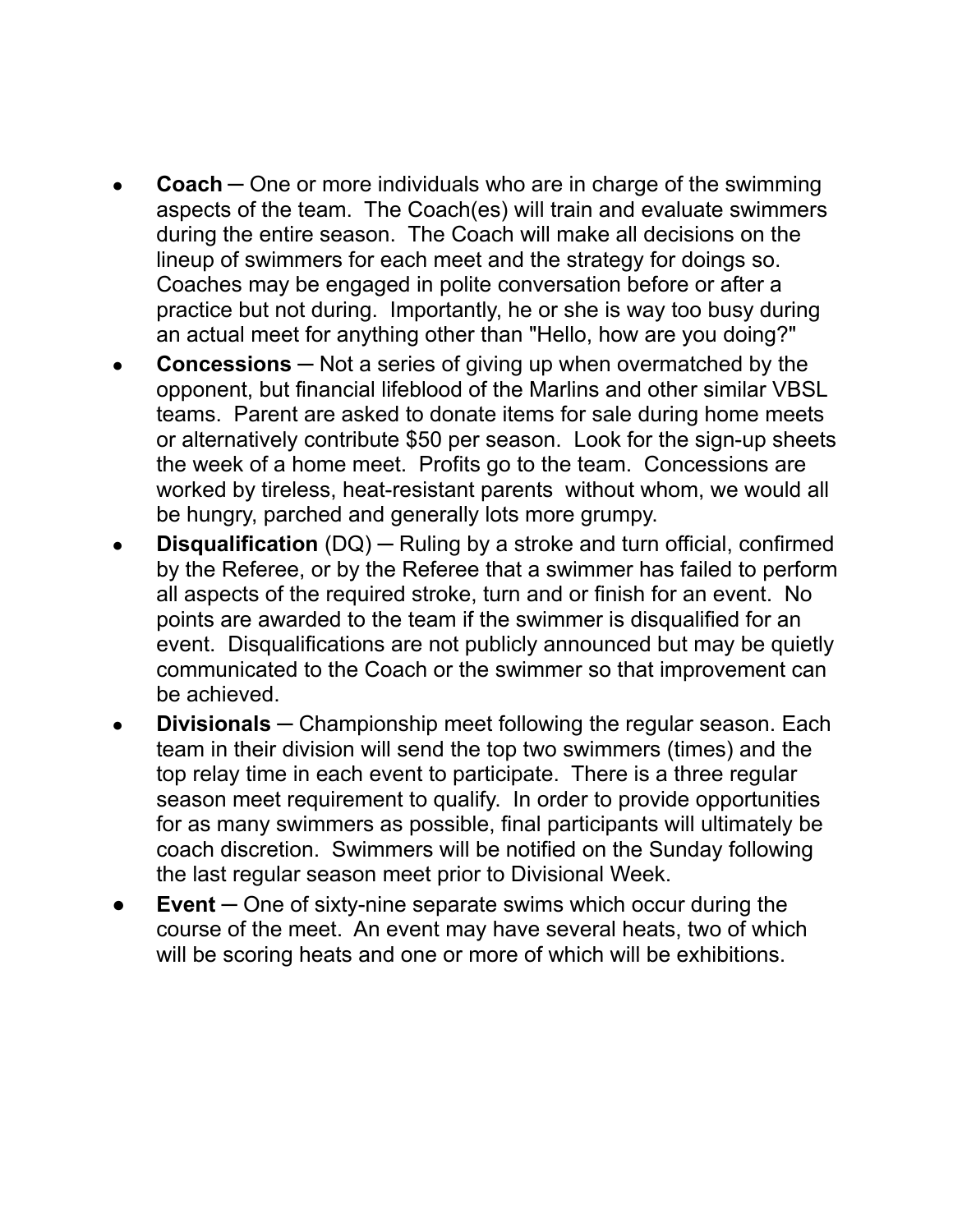- **Coach** ─ One or more individuals who are in charge of the swimming aspects of the team. The Coach(es) will train and evaluate swimmers during the entire season. The Coach will make all decisions on the lineup of swimmers for each meet and the strategy for doings so. Coaches may be engaged in polite conversation before or after a practice but not during. Importantly, he or she is way too busy during an actual meet for anything other than "Hello, how are you doing?"
- **Concessions** ─ Not a series of giving up when overmatched by the opponent, but financial lifeblood of the Marlins and other similar VBSL teams. Parent are asked to donate items for sale during home meets or alternatively contribute $50 per season. Look for the sign-up sheets the week of a home meet. Profits go to the team. Concessions are worked by tireless, heat-resistant parents without whom, we would all be hungry, parched and generally lots more grumpy.
- **Disqualification** (DQ) ─ Ruling by a stroke and turn official, confirmed by the Referee, or by the Referee that a swimmer has failed to perform all aspects of the required stroke, turn and or finish for an event. No points are awarded to the team if the swimmer is disqualified for an event. Disqualifications are not publicly announced but may be quietly communicated to the Coach or the swimmer so that improvement can be achieved.
- **Divisionals** ─ Championship meet following the regular season. Each team in their division will send the top two swimmers (times) and the top relay time in each event to participate. There is a three regular season meet requirement to qualify. In order to provide opportunities for as many swimmers as possible, final participants will ultimately be coach discretion. Swimmers will be notified on the Sunday following the last regular season meet prior to Divisional Week.
- **Event** ─ One of sixty-nine separate swims which occur during the course of the meet. An event may have several heats, two of which will be scoring heats and one or more of which will be exhibitions.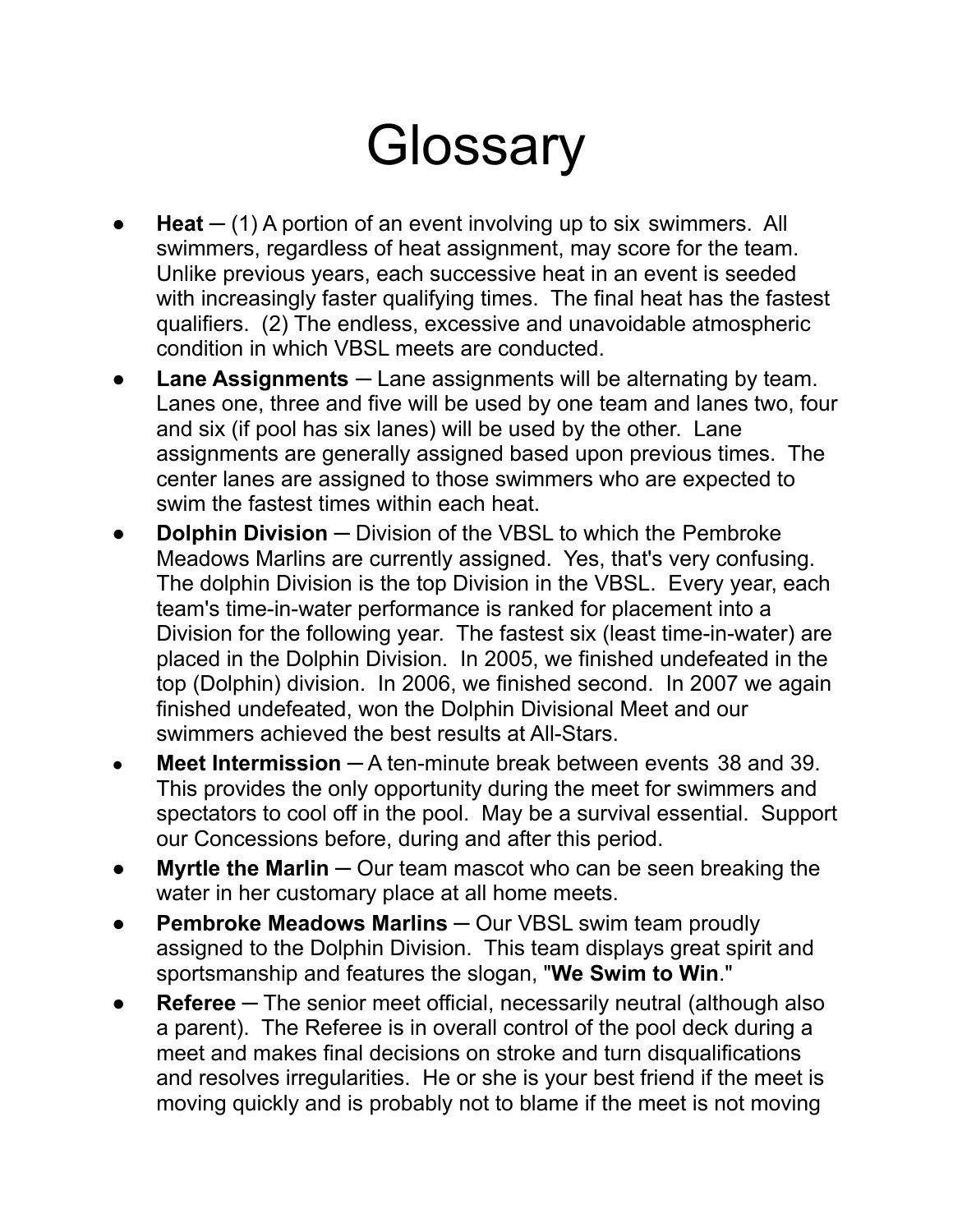# Glossary

- **Heat** ─ (1) A portion of an event involving up to six swimmers. All swimmers, regardless of heat assignment, may score for the team. Unlike previous years, each successive heat in an event is seeded with increasingly faster qualifying times. The final heat has the fastest qualifiers. (2) The endless, excessive and unavoidable atmospheric condition in which VBSL meets are conducted.
- **Lane Assignments** ─ Lane assignments will be alternating by team. Lanes one, three and five will be used by one team and lanes two, four and six (if pool has six lanes) will be used by the other. Lane assignments are generally assigned based upon previous times. The center lanes are assigned to those swimmers who are expected to swim the fastest times within each heat.
- **Dolphin Division** ─ Division of the VBSL to which the Pembroke Meadows Marlins are currently assigned. Yes, that's very confusing. The dolphin Division is the top Division in the VBSL. Every year, each team's time-in-water performance is ranked for placement into a Division for the following year. The fastest six (least time-in-water) are placed in the Dolphin Division. In 2005, we finished undefeated in the top (Dolphin) division. In 2006, we finished second. In 2007 we again finished undefeated, won the Dolphin Divisional Meet and our swimmers achieved the best results at All-Stars.
- **Meet Intermission** ─ A ten-minute break between events 38 and 39. This provides the only opportunity during the meet for swimmers and spectators to cool off in the pool. May be a survival essential. Support our Concessions before, during and after this period.
- **Myrtle the Marlin** ─ Our team mascot who can be seen breaking the water in her customary place at all home meets.
- **Pembroke Meadows Marlins** ─ Our VBSL swim team proudly assigned to the Dolphin Division. This team displays great spirit and sportsmanship and features the slogan, "**We Swim to Win**."
- **Referee** ─ The senior meet official, necessarily neutral (although also a parent). The Referee is in overall control of the pool deck during a meet and makes final decisions on stroke and turn disqualifications and resolves irregularities. He or she is your best friend if the meet is moving quickly and is probably not to blame if the meet is not moving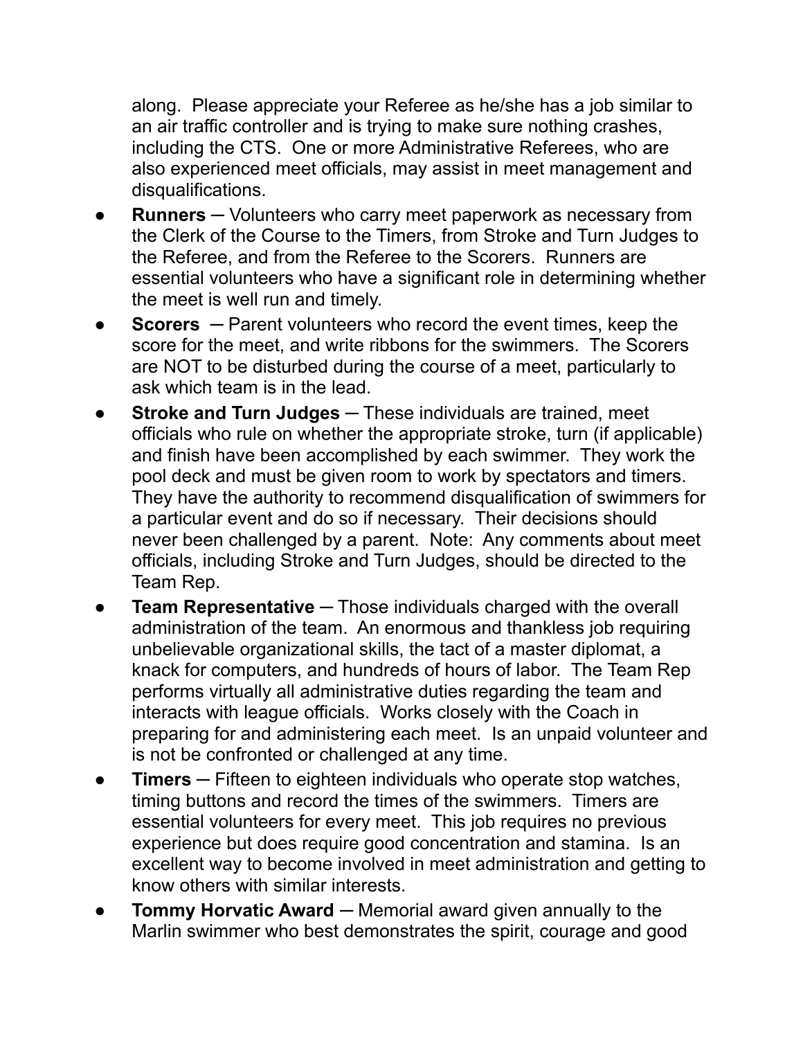along. Please appreciate your Referee as he/she has a job similar to an air traffic controller and is trying to make sure nothing crashes, including the CTS. One or more Administrative Referees, who are also experienced meet officials, may assist in meet management and disqualifications.

- **Runners** ─ Volunteers who carry meet paperwork as necessary from the Clerk of the Course to the Timers, from Stroke and Turn Judges to the Referee, and from the Referee to the Scorers. Runners are essential volunteers who have a significant role in determining whether the meet is well run and timely.
- **Scorers** ─ Parent volunteers who record the event times, keep the score for the meet, and write ribbons for the swimmers. The Scorers are NOT to be disturbed during the course of a meet, particularly to ask which team is in the lead.
- **Stroke and Turn Judges** ─ These individuals are trained, meet officials who rule on whether the appropriate stroke, turn (if applicable) and finish have been accomplished by each swimmer. They work the pool deck and must be given room to work by spectators and timers. They have the authority to recommend disqualification of swimmers for a particular event and do so if necessary. Their decisions should never been challenged by a parent. Note: Any comments about meet officials, including Stroke and Turn Judges, should be directed to the Team Rep.
- **Team Representative** ─ Those individuals charged with the overall administration of the team. An enormous and thankless job requiring unbelievable organizational skills, the tact of a master diplomat, a knack for computers, and hundreds of hours of labor. The Team Rep performs virtually all administrative duties regarding the team and interacts with league officials. Works closely with the Coach in preparing for and administering each meet. Is an unpaid volunteer and is not be confronted or challenged at any time.
- **Timers** ─ Fifteen to eighteen individuals who operate stop watches, timing buttons and record the times of the swimmers. Timers are essential volunteers for every meet. This job requires no previous experience but does require good concentration and stamina. Is an excellent way to become involved in meet administration and getting to know others with similar interests.
- **Tommy Horvatic Award** ─ Memorial award given annually to the Marlin swimmer who best demonstrates the spirit, courage and good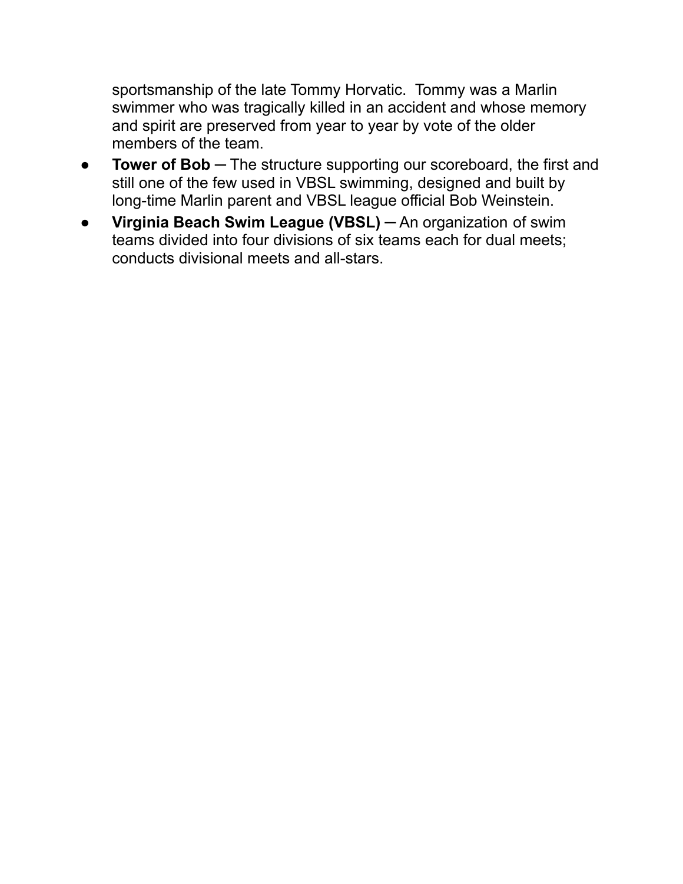sportsmanship of the late Tommy Horvatic. Tommy was a Marlin swimmer who was tragically killed in an accident and whose memory and spirit are preserved from year to year by vote of the older members of the team.

- **Tower of Bob** ─ The structure supporting our scoreboard, the first and still one of the few used in VBSL swimming, designed and built by long-time Marlin parent and VBSL league official Bob Weinstein.
- **Virginia Beach Swim League (VBSL)** ─ An organization of swim teams divided into four divisions of six teams each for dual meets; conducts divisional meets and all-stars.